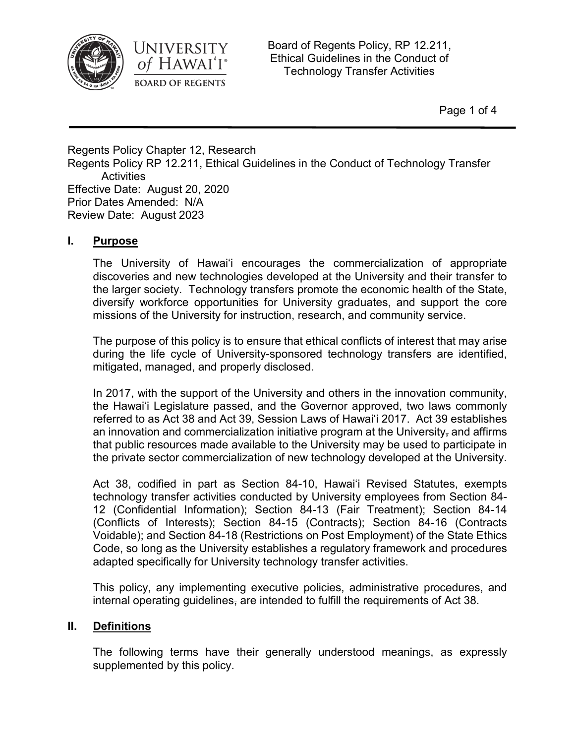Regents Policy Chapter 12, Research
Regents Policy RP 12.211, Ethical Guidelines in the Conduct of Technology Transfer Activities
Effective Date: August 20, 2020
Prior Dates Amended: N/A
Review Date: August 2023

## I. Purpose

The University of Hawaiʻi encourages the commercialization of appropriate discoveries and new technologies developed at the University and their transfer to the larger society. Technology transfers promote the economic health of the State, diversify workforce opportunities for University graduates, and support the core missions of the University for instruction, research, and community service.

The purpose of this policy is to ensure that ethical conflicts of interest that may arise during the life cycle of University-sponsored technology transfers are identified, mitigated, managed, and properly disclosed.

In 2017, with the support of the University and others in the innovation community, the Hawaiʻi Legislature passed, and the Governor approved, two laws commonly referred to as Act 38 and Act 39, Session Laws of Hawaiʻi 2017. Act 39 establishes an innovation and commercialization initiative program at the University, and affirms that public resources made available to the University may be used to participate in the private sector commercialization of new technology developed at the University.

Act 38, codified in part as Section 84-10, Hawaiʻi Revised Statutes, exempts technology transfer activities conducted by University employees from Section 84-12 (Confidential Information); Section 84-13 (Fair Treatment); Section 84-14 (Conflicts of Interests); Section 84-15 (Contracts); Section 84-16 (Contracts Voidable); and Section 84-18 (Restrictions on Post Employment) of the State Ethics Code, so long as the University establishes a regulatory framework and procedures adapted specifically for University technology transfer activities.

This policy, any implementing executive policies, administrative procedures, and internal operating guidelines, are intended to fulfill the requirements of Act 38.

## II. Definitions

The following terms have their generally understood meanings, as expressly supplemented by this policy.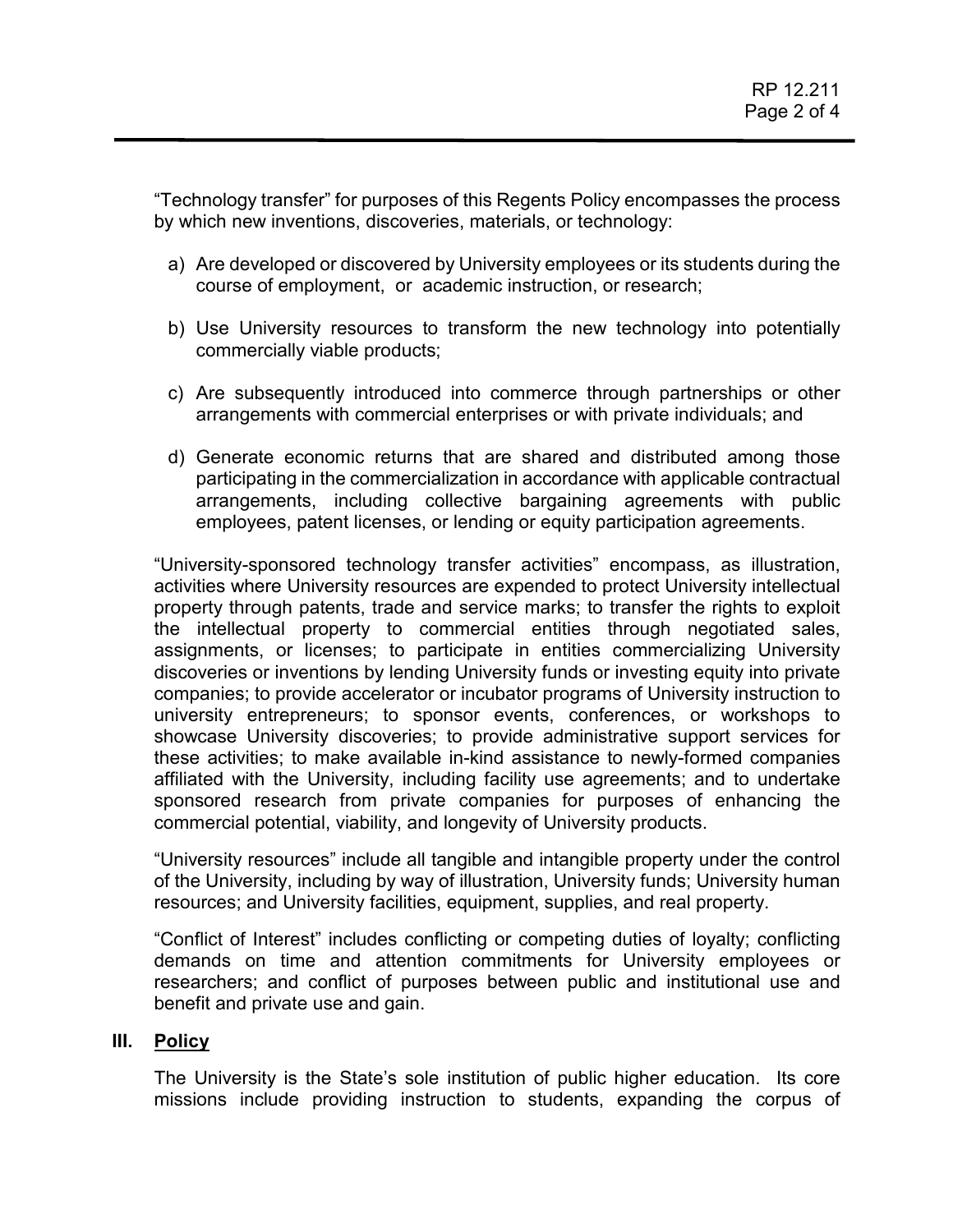"Technology transfer" for purposes of this Regents Policy encompasses the process by which new inventions, discoveries, materials, or technology:

a) Are developed or discovered by University employees or its students during the course of employment, or academic instruction, or research;

b) Use University resources to transform the new technology into potentially commercially viable products;

c) Are subsequently introduced into commerce through partnerships or other arrangements with commercial enterprises or with private individuals; and

d) Generate economic returns that are shared and distributed among those participating in the commercialization in accordance with applicable contractual arrangements, including collective bargaining agreements with public employees, patent licenses, or lending or equity participation agreements.

"University-sponsored technology transfer activities" encompass, as illustration, activities where University resources are expended to protect University intellectual property through patents, trade and service marks; to transfer the rights to exploit the intellectual property to commercial entities through negotiated sales, assignments, or licenses; to participate in entities commercializing University discoveries or inventions by lending University funds or investing equity into private companies; to provide accelerator or incubator programs of University instruction to university entrepreneurs; to sponsor events, conferences, or workshops to showcase University discoveries; to provide administrative support services for these activities; to make available in-kind assistance to newly-formed companies affiliated with the University, including facility use agreements; and to undertake sponsored research from private companies for purposes of enhancing the commercial potential, viability, and longevity of University products.

"University resources" include all tangible and intangible property under the control of the University, including by way of illustration, University funds; University human resources; and University facilities, equipment, supplies, and real property.

"Conflict of Interest" includes conflicting or competing duties of loyalty; conflicting demands on time and attention commitments for University employees or researchers; and conflict of purposes between public and institutional use and benefit and private use and gain.

## III. Policy

The University is the State's sole institution of public higher education. Its core missions include providing instruction to students, expanding the corpus of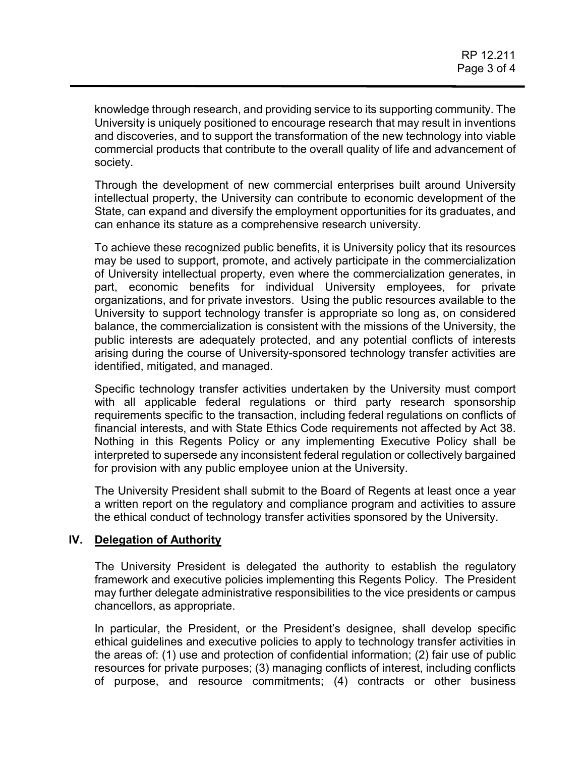knowledge through research, and providing service to its supporting community. The University is uniquely positioned to encourage research that may result in inventions and discoveries, and to support the transformation of the new technology into viable commercial products that contribute to the overall quality of life and advancement of society.

Through the development of new commercial enterprises built around University intellectual property, the University can contribute to economic development of the State, can expand and diversify the employment opportunities for its graduates, and can enhance its stature as a comprehensive research university.

To achieve these recognized public benefits, it is University policy that its resources may be used to support, promote, and actively participate in the commercialization of University intellectual property, even where the commercialization generates, in part, economic benefits for individual University employees, for private organizations, and for private investors. Using the public resources available to the University to support technology transfer is appropriate so long as, on considered balance, the commercialization is consistent with the missions of the University, the public interests are adequately protected, and any potential conflicts of interests arising during the course of University-sponsored technology transfer activities are identified, mitigated, and managed.

Specific technology transfer activities undertaken by the University must comport with all applicable federal regulations or third party research sponsorship requirements specific to the transaction, including federal regulations on conflicts of financial interests, and with State Ethics Code requirements not affected by Act 38. Nothing in this Regents Policy or any implementing Executive Policy shall be interpreted to supersede any inconsistent federal regulation or collectively bargained for provision with any public employee union at the University.

The University President shall submit to the Board of Regents at least once a year a written report on the regulatory and compliance program and activities to assure the ethical conduct of technology transfer activities sponsored by the University.

## IV. Delegation of Authority

The University President is delegated the authority to establish the regulatory framework and executive policies implementing this Regents Policy. The President may further delegate administrative responsibilities to the vice presidents or campus chancellors, as appropriate.

In particular, the President, or the President's designee, shall develop specific ethical guidelines and executive policies to apply to technology transfer activities in the areas of: (1) use and protection of confidential information; (2) fair use of public resources for private purposes; (3) managing conflicts of interest, including conflicts of purpose, and resource commitments; (4) contracts or other business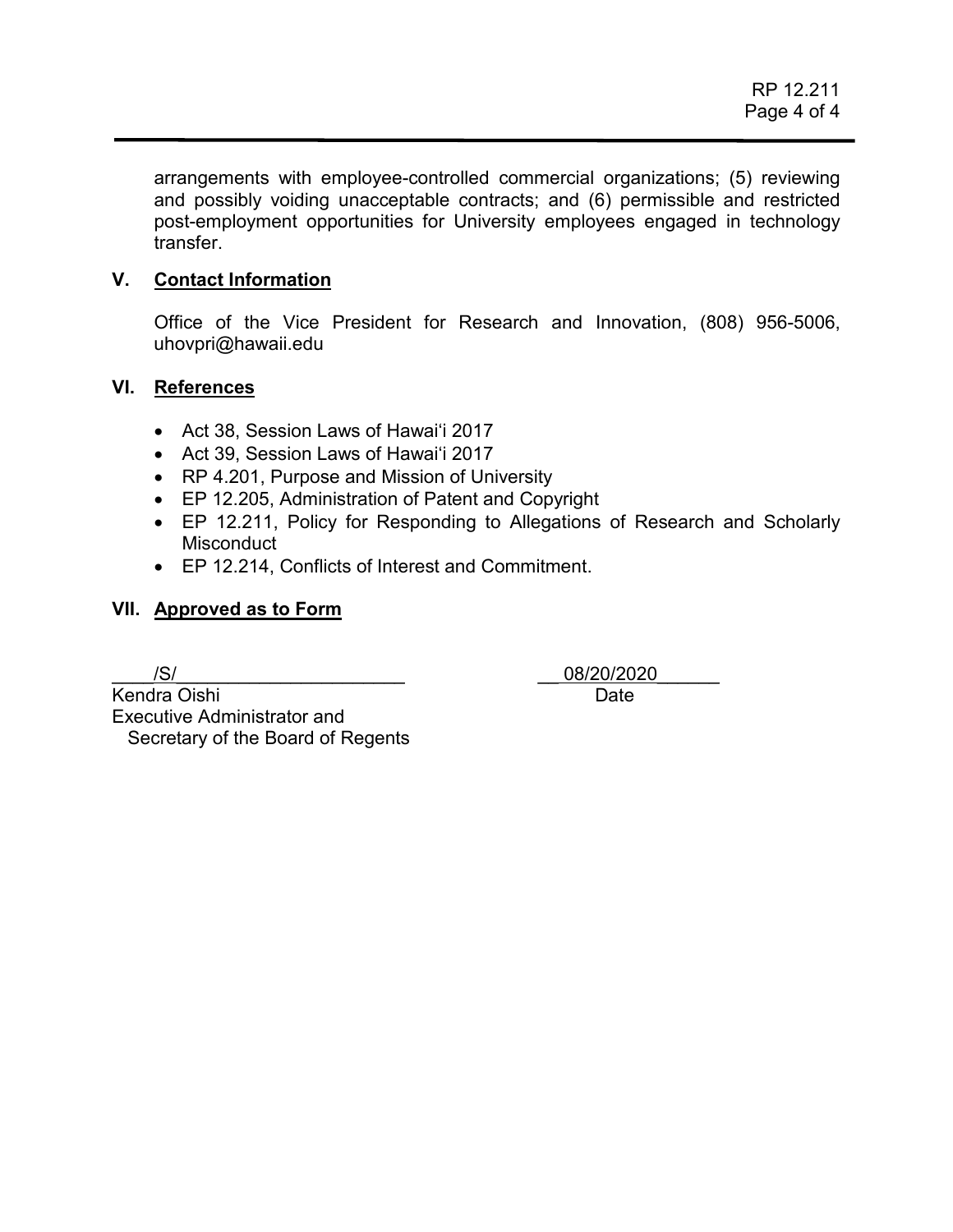arrangements with employee-controlled commercial organizations; (5) reviewing and possibly voiding unacceptable contracts; and (6) permissible and restricted post-employment opportunities for University employees engaged in technology transfer.

## V. Contact Information

Office of the Vice President for Research and Innovation, (808) 956-5006, uhovpri@hawaii.edu

## VI. References

- Act 38, Session Laws of Hawai'i 2017
- Act 39, Session Laws of Hawai'i 2017
- RP 4.201, Purpose and Mission of University
- EP 12.205, Administration of Patent and Copyright
- EP 12.211, Policy for Responding to Allegations of Research and Scholarly Misconduct
- EP 12.214, Conflicts of Interest and Commitment.

## VII. Approved as to Form

/S/ 08/20/2020

Kendra Oishi Date

Executive Administrator and
Secretary of the Board of Regents